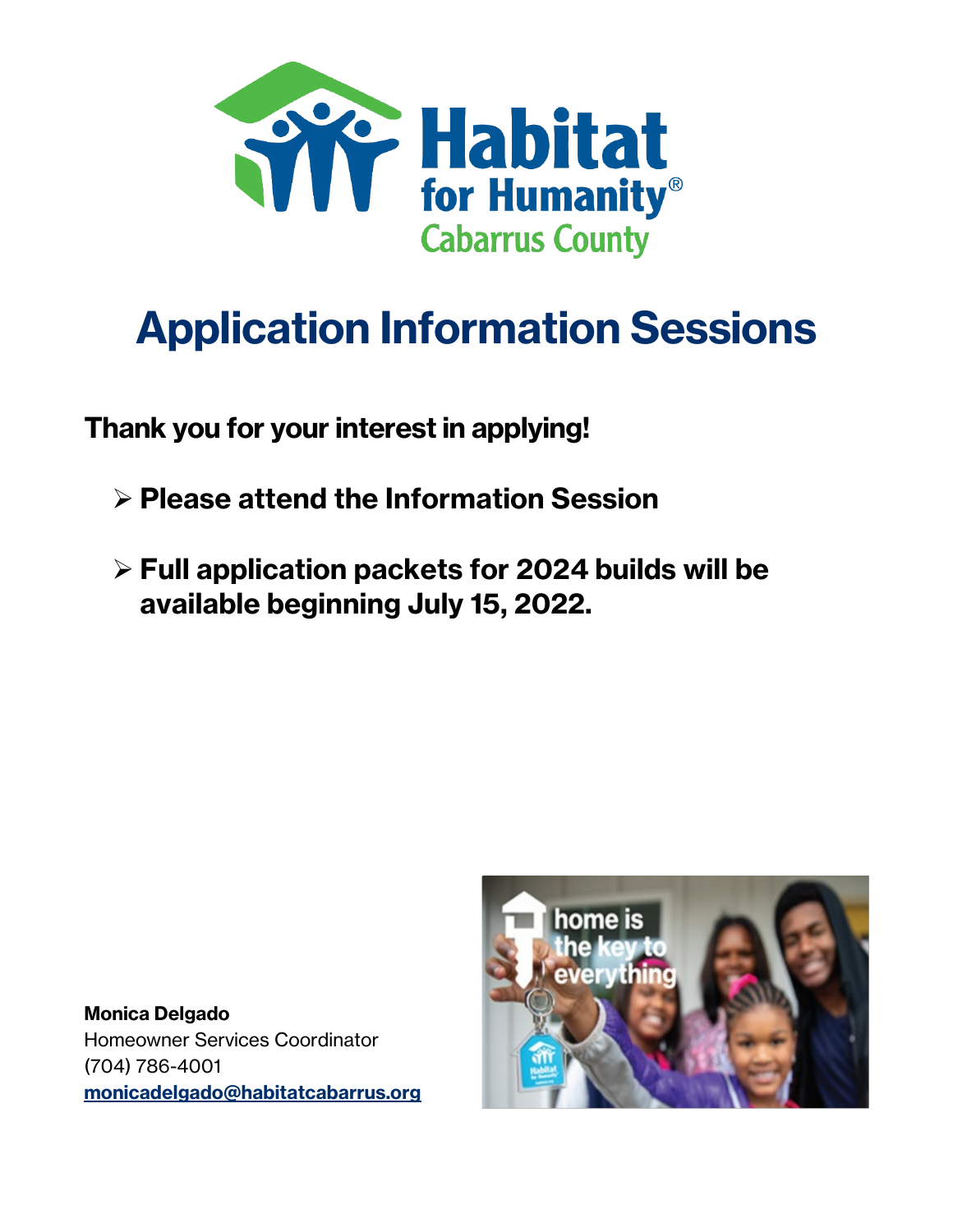# Application Information Sessions

**Thank you for your interest in applying!**

- **Please attend the Information Session**
- **Full application packets for 2024 builds will be available beginning July 15, 2022.**

**Monica Delgado**
Homeowner Services Coordinator
(704) 786-4001
monicadelgado@habitatcabarrus.org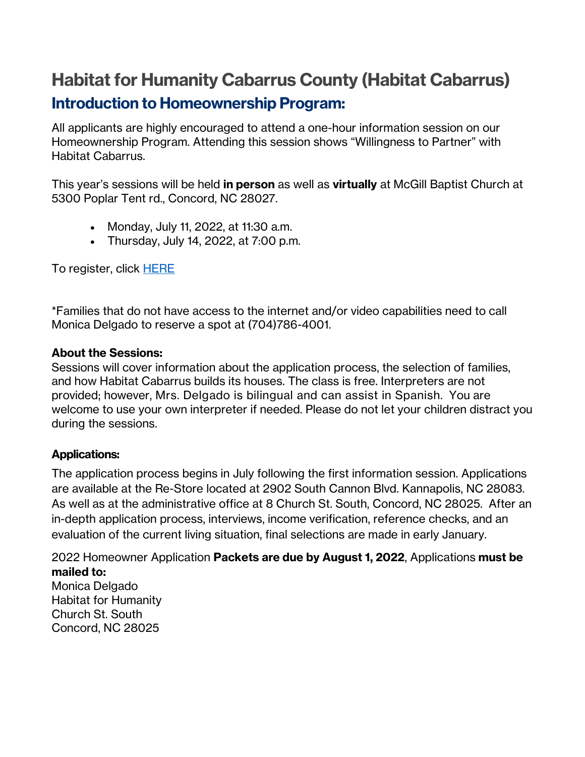# Habitat for Humanity Cabarrus County (Habitat Cabarrus)

## Introduction to Homeownership Program:

All applicants are highly encouraged to attend a one-hour information session on our Homeownership Program. Attending this session shows "Willingness to Partner" with Habitat Cabarrus.

This year's sessions will be held **in person** as well as **virtually** at McGill Baptist Church at 5300 Poplar Tent rd., Concord, NC 28027.

- Monday, July 11, 2022, at 11:30 a.m.
- Thursday, July 14, 2022, at 7:00 p.m.

To register, click HERE

*Families that do not have access to the internet and/or video capabilities need to call Monica Delgado to reserve a spot at (704)786-4001.

**About the Sessions:**
Sessions will cover information about the application process, the selection of families, and how Habitat Cabarrus builds its houses. The class is free. Interpreters are not provided; however, Mrs. Delgado is bilingual and can assist in Spanish. You are welcome to use your own interpreter if needed. Please do not let your children distract you during the sessions.

**Applications:**

The application process begins in July following the first information session. Applications are available at the Re-Store located at 2902 South Cannon Blvd. Kannapolis, NC 28083. As well as at the administrative office at 8 Church St. South, Concord, NC 28025. After an in-depth application process, interviews, income verification, reference checks, and an evaluation of the current living situation, final selections are made in early January.

2022 Homeowner Application **Packets are due by August 1, 2022**, Applications **must be mailed to:**
Monica Delgado
Habitat for Humanity
Church St. South
Concord, NC 28025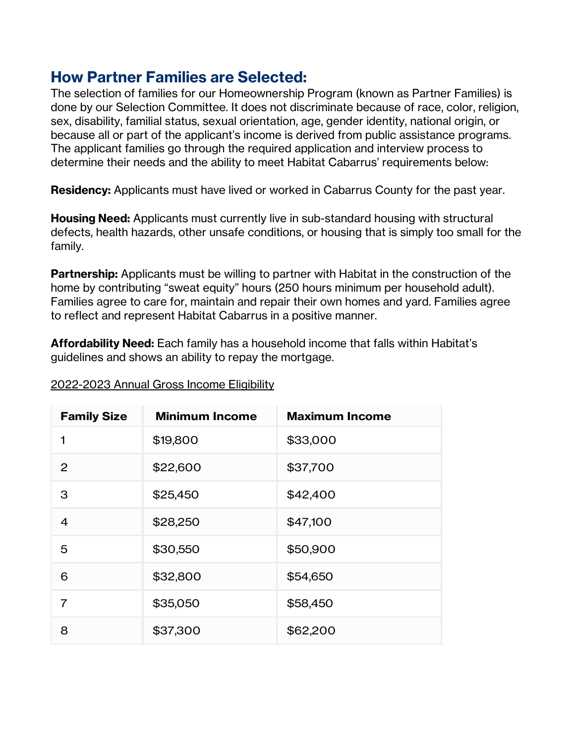## How Partner Families are Selected:

The selection of families for our Homeownership Program (known as Partner Families) is done by our Selection Committee. It does not discriminate because of race, color, religion, sex, disability, familial status, sexual orientation, age, gender identity, national origin, or because all or part of the applicant's income is derived from public assistance programs. The applicant families go through the required application and interview process to determine their needs and the ability to meet Habitat Cabarrus' requirements below:

**Residency:** Applicants must have lived or worked in Cabarrus County for the past year.

**Housing Need:** Applicants must currently live in sub-standard housing with structural defects, health hazards, other unsafe conditions, or housing that is simply too small for the family.

**Partnership:** Applicants must be willing to partner with Habitat in the construction of the home by contributing "sweat equity" hours (250 hours minimum per household adult). Families agree to care for, maintain and repair their own homes and yard. Families agree to reflect and represent Habitat Cabarrus in a positive manner.

**Affordability Need:** Each family has a household income that falls within Habitat's guidelines and shows an ability to repay the mortgage.

2022-2023 Annual Gross Income Eligibility

| Family Size | Minimum Income | Maximum Income |
|---|---|---|
| 1 | $19,800 | $33,000 |
| 2 | $22,600 | $37,700 |
| 3 | $25,450 | $42,400 |
| 4 | $28,250 | $47,100 |
| 5 | $30,550 | $50,900 |
| 6 | $32,800 | $54,650 |
| 7 | $35,050 | $58,450 |
| 8 | $37,300 | $62,200 |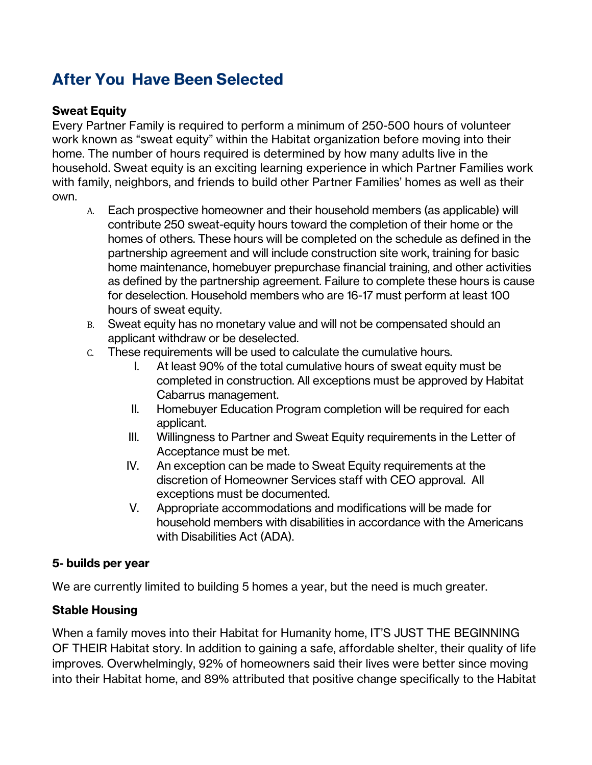## After You Have Been Selected

**Sweat Equity**

Every Partner Family is required to perform a minimum of 250-500 hours of volunteer work known as "sweat equity" within the Habitat organization before moving into their home. The number of hours required is determined by how many adults live in the household. Sweat equity is an exciting learning experience in which Partner Families work with family, neighbors, and friends to build other Partner Families' homes as well as their own.

A. Each prospective homeowner and their household members (as applicable) will contribute 250 sweat-equity hours toward the completion of their home or the homes of others. These hours will be completed on the schedule as defined in the partnership agreement and will include construction site work, training for basic home maintenance, homebuyer prepurchase financial training, and other activities as defined by the partnership agreement. Failure to complete these hours is cause for deselection. Household members who are 16-17 must perform at least 100 hours of sweat equity.

B. Sweat equity has no monetary value and will not be compensated should an applicant withdraw or be deselected.

C. These requirements will be used to calculate the cumulative hours.

   I. At least 90% of the total cumulative hours of sweat equity must be completed in construction. All exceptions must be approved by Habitat Cabarrus management.

   II. Homebuyer Education Program completion will be required for each applicant.

   III. Willingness to Partner and Sweat Equity requirements in the Letter of Acceptance must be met.

   IV. An exception can be made to Sweat Equity requirements at the discretion of Homeowner Services staff with CEO approval. All exceptions must be documented.

   V. Appropriate accommodations and modifications will be made for household members with disabilities in accordance with the Americans with Disabilities Act (ADA).

**5- builds per year**

We are currently limited to building 5 homes a year, but the need is much greater.

**Stable Housing**

When a family moves into their Habitat for Humanity home, IT'S JUST THE BEGINNING OF THEIR Habitat story. In addition to gaining a safe, affordable shelter, their quality of life improves. Overwhelmingly, 92% of homeowners said their lives were better since moving into their Habitat home, and 89% attributed that positive change specifically to the Habitat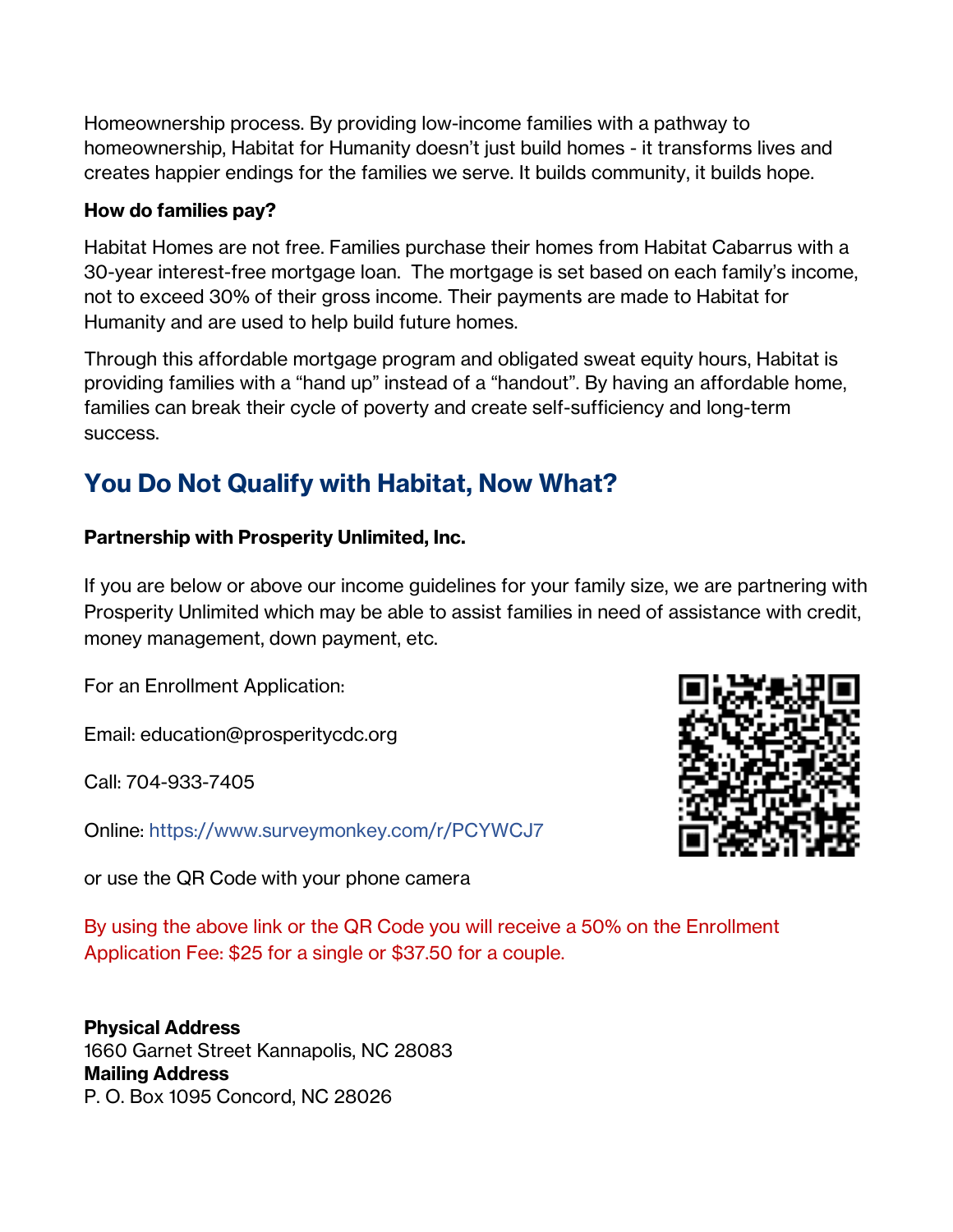Homeownership process. By providing low-income families with a pathway to homeownership, Habitat for Humanity doesn't just build homes - it transforms lives and creates happier endings for the families we serve. It builds community, it builds hope.

**How do families pay?**

Habitat Homes are not free. Families purchase their homes from Habitat Cabarrus with a 30-year interest-free mortgage loan. The mortgage is set based on each family's income, not to exceed 30% of their gross income. Their payments are made to Habitat for Humanity and are used to help build future homes.

Through this affordable mortgage program and obligated sweat equity hours, Habitat is providing families with a "hand up" instead of a "handout". By having an affordable home, families can break their cycle of poverty and create self-sufficiency and long-term success.

## You Do Not Qualify with Habitat, Now What?

**Partnership with Prosperity Unlimited, Inc.**

If you are below or above our income guidelines for your family size, we are partnering with Prosperity Unlimited which may be able to assist families in need of assistance with credit, money management, down payment, etc.

For an Enrollment Application:

Email: education@prosperitycdc.org

Call: 704-933-7405

Online: https://www.surveymonkey.com/r/PCYWCJ7

or use the QR Code with your phone camera

By using the above link or the QR Code you will receive a 50% on the Enrollment Application Fee: $25 for a single or $37.50 for a couple.

**Physical Address**
1660 Garnet Street Kannapolis, NC 28083
**Mailing Address**
P. O. Box 1095 Concord, NC 28026